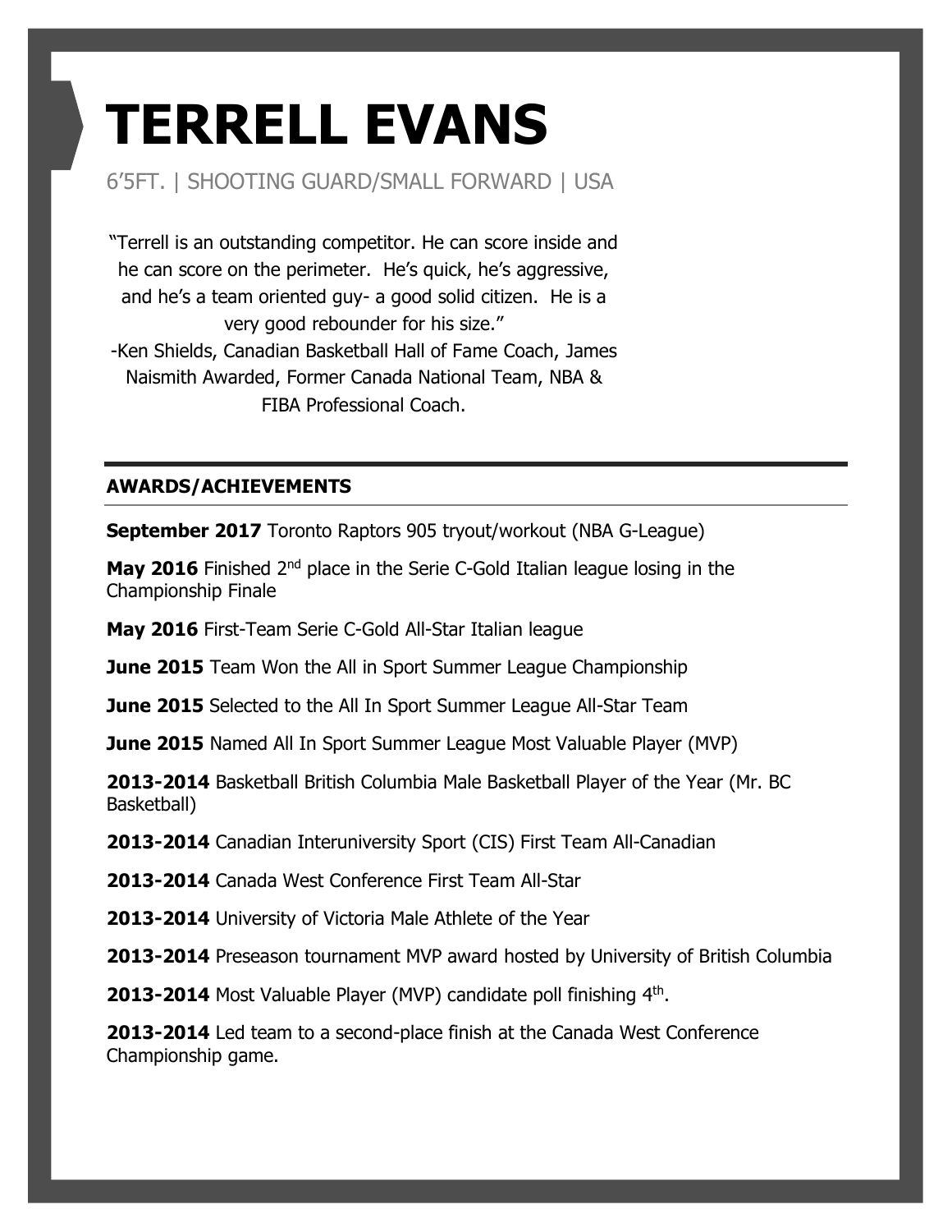# TERRELL EVANS

6'5FT. | SHOOTING GUARD/SMALL FORWARD | USA

"Terrell is an outstanding competitor. He can score inside and he can score on the perimeter. He's quick, he's aggressive, and he's a team oriented guy- a good solid citizen. He is a very good rebounder for his size."
-Ken Shields, Canadian Basketball Hall of Fame Coach, James Naismith Awarded, Former Canada National Team, NBA & FIBA Professional Coach.

---

## AWARDS/ACHIEVEMENTS

**September 2017** Toronto Raptors 905 tryout/workout (NBA G-League)

**May 2016** Finished 2nd place in the Serie C-Gold Italian league losing in the Championship Finale

**May 2016** First-Team Serie C-Gold All-Star Italian league

**June 2015** Team Won the All in Sport Summer League Championship

**June 2015** Selected to the All In Sport Summer League All-Star Team

**June 2015** Named All In Sport Summer League Most Valuable Player (MVP)

**2013-2014** Basketball British Columbia Male Basketball Player of the Year (Mr. BC Basketball)

**2013-2014** Canadian Interuniversity Sport (CIS) First Team All-Canadian

**2013-2014** Canada West Conference First Team All-Star

**2013-2014** University of Victoria Male Athlete of the Year

**2013-2014** Preseason tournament MVP award hosted by University of British Columbia

**2013-2014** Most Valuable Player (MVP) candidate poll finishing 4th.

**2013-2014** Led team to a second-place finish at the Canada West Conference Championship game.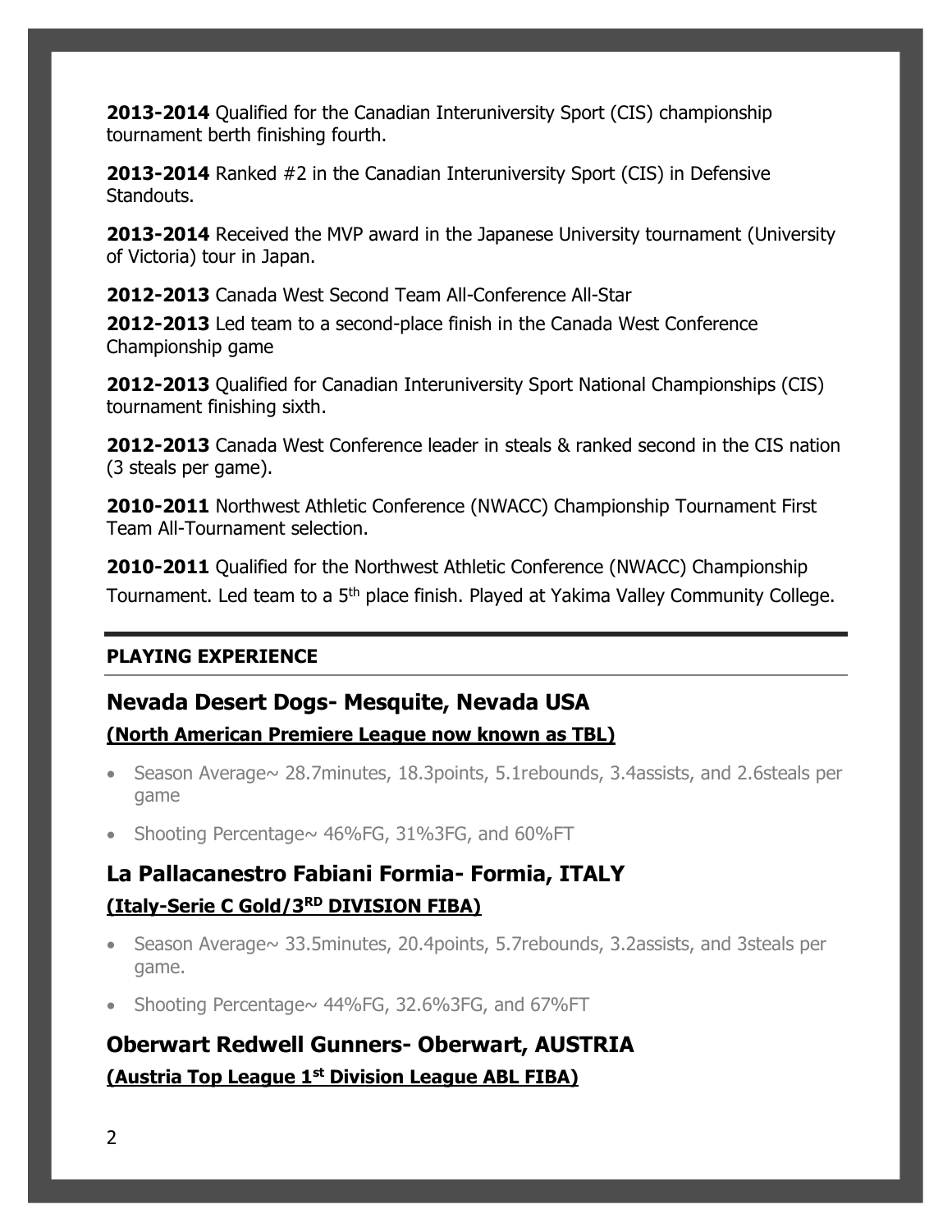**2013-2014** Qualified for the Canadian Interuniversity Sport (CIS) championship tournament berth finishing fourth.

**2013-2014** Ranked #2 in the Canadian Interuniversity Sport (CIS) in Defensive Standouts.

**2013-2014** Received the MVP award in the Japanese University tournament (University of Victoria) tour in Japan.

**2012-2013** Canada West Second Team All-Conference All-Star

**2012-2013** Led team to a second-place finish in the Canada West Conference Championship game

**2012-2013** Qualified for Canadian Interuniversity Sport National Championships (CIS) tournament finishing sixth.

**2012-2013** Canada West Conference leader in steals & ranked second in the CIS nation (3 steals per game).

**2010-2011** Northwest Athletic Conference (NWACC) Championship Tournament First Team All-Tournament selection.

**2010-2011** Qualified for the Northwest Athletic Conference (NWACC) Championship Tournament. Led team to a 5th place finish. Played at Yakima Valley Community College.

---

**PLAYING EXPERIENCE**

## Nevada Desert Dogs- Mesquite, Nevada USA

**(North American Premiere League now known as TBL)**

- Season Average~ 28.7minutes, 18.3points, 5.1rebounds, 3.4assists, and 2.6steals per game
- Shooting Percentage~ 46%FG, 31%3FG, and 60%FT

## La Pallacanestro Fabiani Formia- Formia, ITALY

**(Italy-Serie C Gold/3RD DIVISION FIBA)**

- Season Average~ 33.5minutes, 20.4points, 5.7rebounds, 3.2assists, and 3steals per game.
- Shooting Percentage~ 44%FG, 32.6%3FG, and 67%FT

## Oberwart Redwell Gunners- Oberwart, AUSTRIA

**(Austria Top League 1st Division League ABL FIBA)**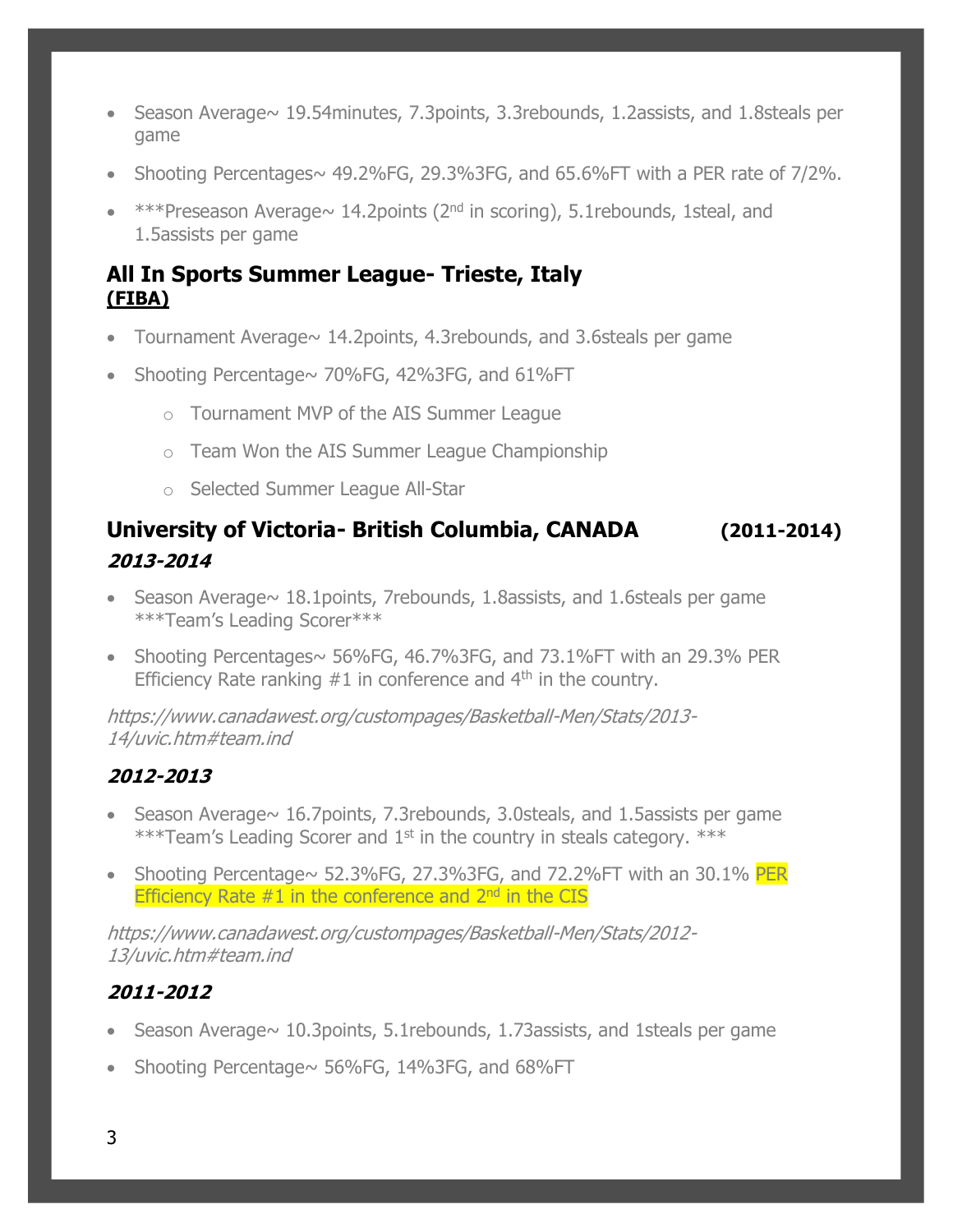- Season Average~ 19.54minutes, 7.3points, 3.3rebounds, 1.2assists, and 1.8steals per game
- Shooting Percentages~ 49.2%FG, 29.3%3FG, and 65.6%FT with a PER rate of 7/2%.
- ***Preseason Average~ 14.2points (2nd in scoring), 5.1rebounds, 1steal, and 1.5assists per game

### All In Sports Summer League- Trieste, Italy
**(FIBA)**

- Tournament Average~ 14.2points, 4.3rebounds, and 3.6steals per game
- Shooting Percentage~ 70%FG, 42%3FG, and 61%FT
    - Tournament MVP of the AIS Summer League
    - Team Won the AIS Summer League Championship
    - Selected Summer League All-Star

### University of Victoria- British Columbia, CANADA (2011-2014)

***2013-2014***

- Season Average~ 18.1points, 7rebounds, 1.8assists, and 1.6steals per game ***Team's Leading Scorer***
- Shooting Percentages~ 56%FG, 46.7%3FG, and 73.1%FT with an 29.3% PER Efficiency Rate ranking #1 in conference and 4th in the country.

*https://www.canadawest.org/custompages/Basketball-Men/Stats/2013-14/uvic.htm#team.ind*

***2012-2013***

- Season Average~ 16.7points, 7.3rebounds, 3.0steals, and 1.5assists per game ***Team's Leading Scorer and 1st in the country in steals category. ***
- Shooting Percentage~ 52.3%FG, 27.3%3FG, and 72.2%FT with an 30.1% PER Efficiency Rate #1 in the conference and 2nd in the CIS

*https://www.canadawest.org/custompages/Basketball-Men/Stats/2012-13/uvic.htm#team.ind*

***2011-2012***

- Season Average~ 10.3points, 5.1rebounds, 1.73assists, and 1steals per game
- Shooting Percentage~ 56%FG, 14%3FG, and 68%FT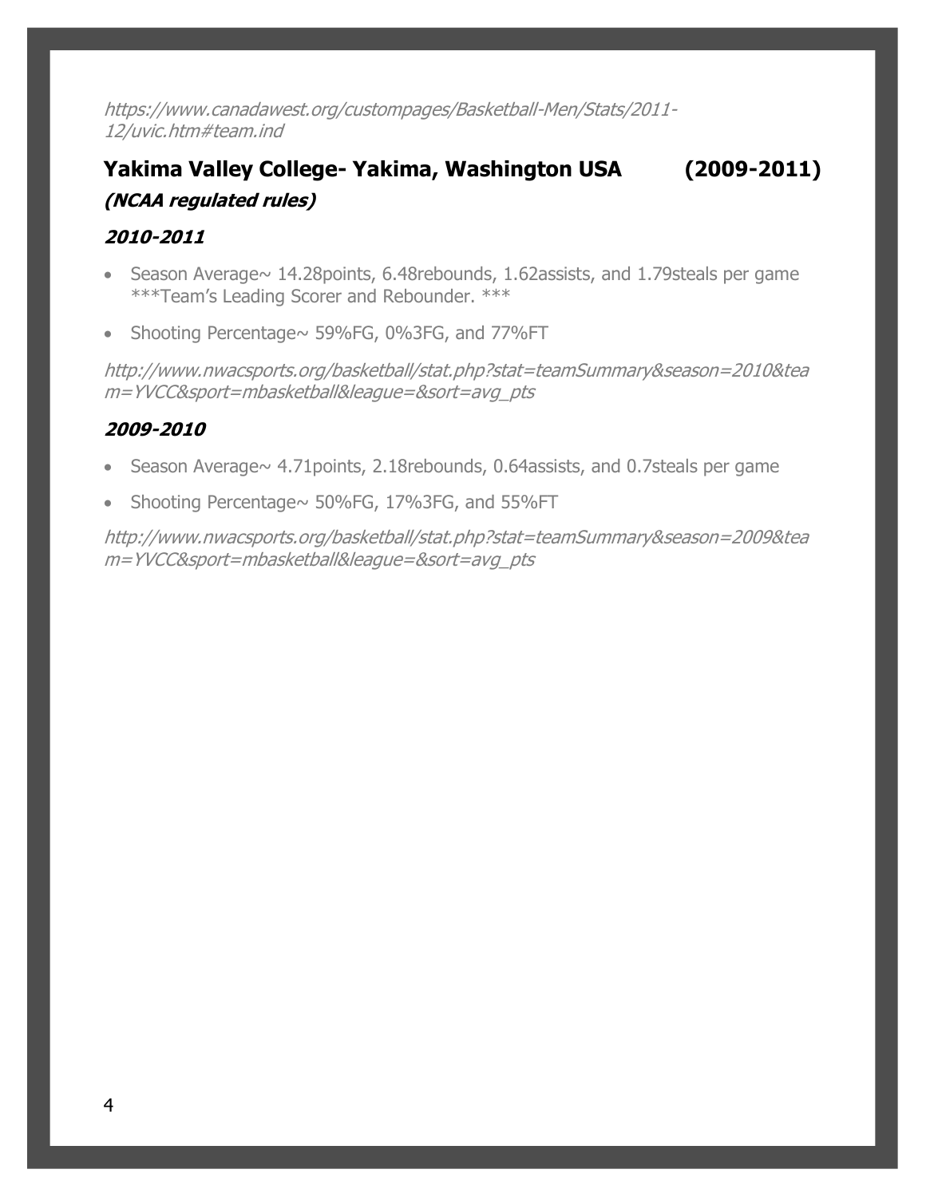*https://www.canadawest.org/custompages/Basketball-Men/Stats/2011-12/uvic.htm#team.ind*

## Yakima Valley College- Yakima, Washington USA (2009-2011)

***(NCAA regulated rules)***

### ***2010-2011***

- Season Average~ 14.28points, 6.48rebounds, 1.62assists, and 1.79steals per game ***Team's Leading Scorer and Rebounder. ***
- Shooting Percentage~ 59%FG, 0%3FG, and 77%FT

*http://www.nwacsports.org/basketball/stat.php?stat=teamSummary&season=2010&team=YVCC&sport=mbasketball&league=&sort=avg_pts*

### ***2009-2010***

- Season Average~ 4.71points, 2.18rebounds, 0.64assists, and 0.7steals per game
- Shooting Percentage~ 50%FG, 17%3FG, and 55%FT

*http://www.nwacsports.org/basketball/stat.php?stat=teamSummary&season=2009&team=YVCC&sport=mbasketball&league=&sort=avg_pts*